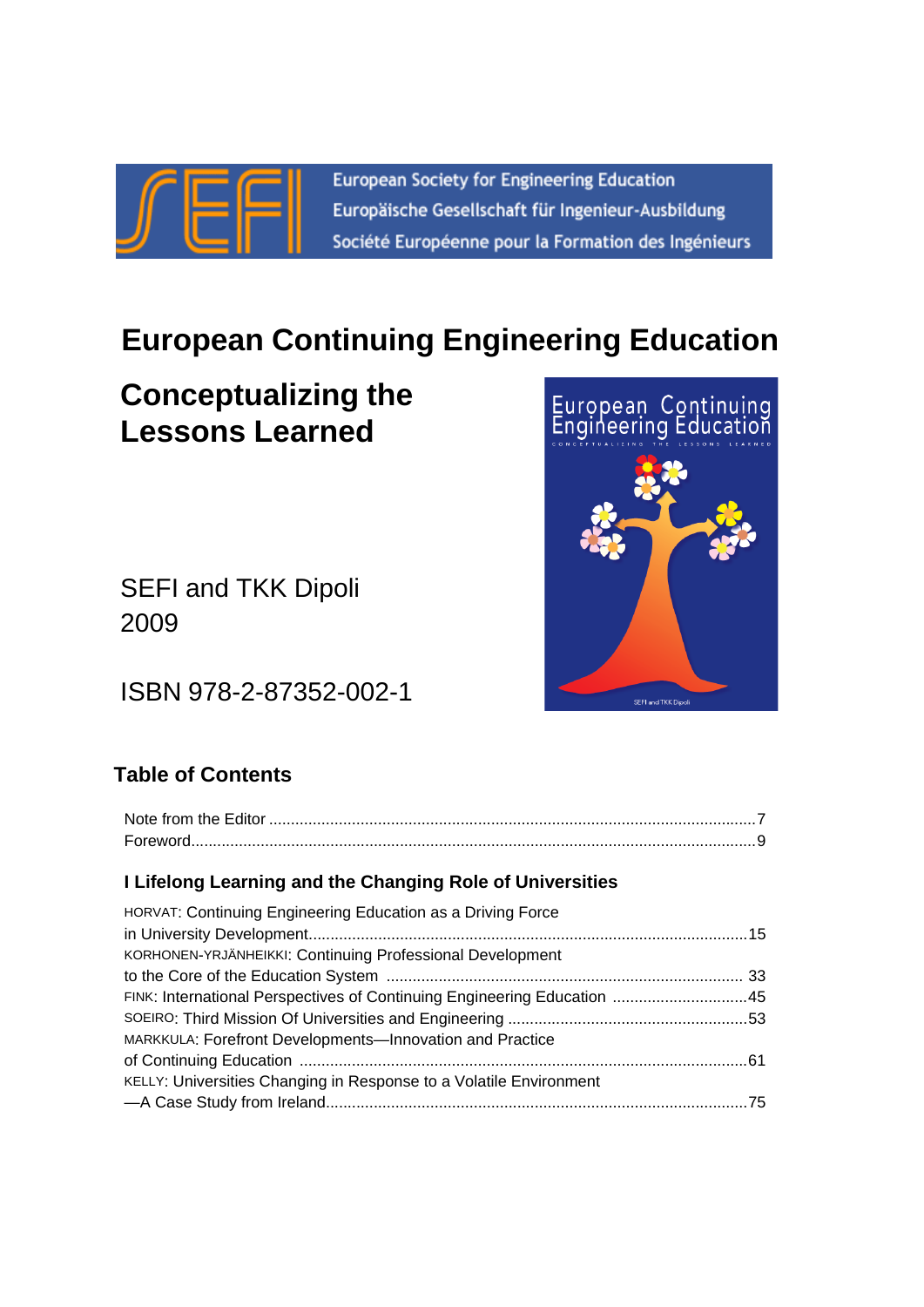European Society for Engineering Education
Europäische Gesellschaft für Ingenieur-Ausbildung
Société Européenne pour la Formation des Ingénieurs

# European Continuing Engineering Education

## Conceptualizing the Lessons Learned

SEFI and TKK Dipoli
2009

ISBN 978-2-87352-002-1

## Table of Contents

Note from the Editor ............................................................................................................7
Foreword..............................................................................................................................9

### I Lifelong Learning and the Changing Role of Universities

HORVAT: Continuing Engineering Education as a Driving Force in University Development..................................................................................................15

KORHONEN-YRJÄNHEIKKI: Continuing Professional Development to the Core of the Education System ............................................................................... 33

FINK: International Perspectives of Continuing Engineering Education ..............................45

SOEIRO: Third Mission Of Universities and Engineering .....................................................53

MARKKULA: Forefront Developments—Innovation and Practice of Continuing Education .....................................................................................................61

KELLY: Universities Changing in Response to a Volatile Environment —A Case Study from Ireland...............................................................................................75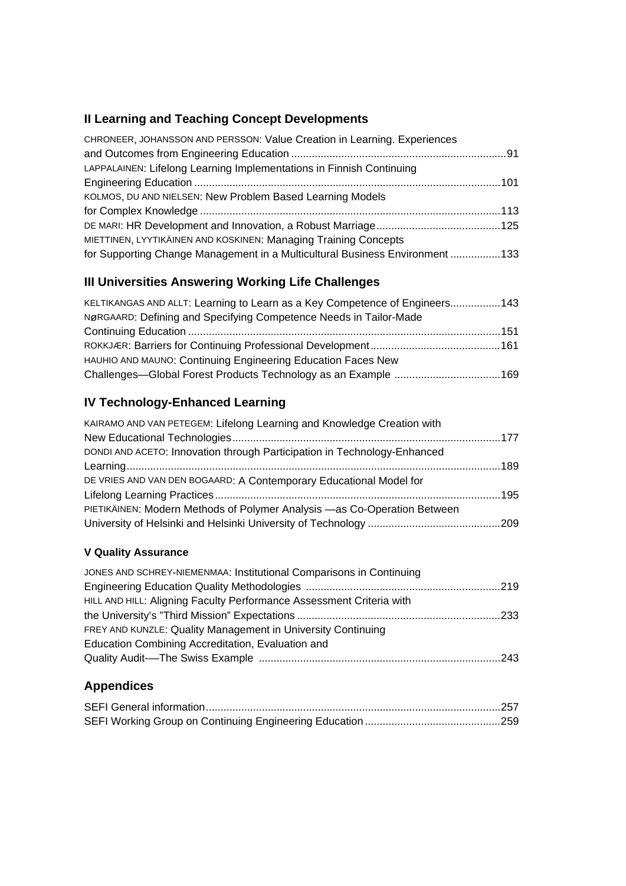## II Learning and Teaching Concept Developments

CHRONEER, JOHANSSON AND PERSSON: Value Creation in Learning. Experiences and Outcomes from Engineering Education ........................................ 91

LAPPALAINEN: Lifelong Learning Implementations in Finnish Continuing Engineering Education ........................................ 101

KOLMOS, DU AND NIELSEN: New Problem Based Learning Models for Complex Knowledge ........................................ 113

DE MARI: HR Development and Innovation, a Robust Marriage ........................................ 125

MIETTINEN, LYYTIKÄINEN AND KOSKINEN: Managing Training Concepts for Supporting Change Management in a Multicultural Business Environment ........................................ 133

## III Universities Answering Working Life Challenges

KELTIKANGAS AND ALLT: Learning to Learn as a Key Competence of Engineers ........................................ 143

NØRGAARD: Defining and Specifying Competence Needs in Tailor-Made Continuing Education ........................................ 151

ROKKJÆR: Barriers for Continuing Professional Development ........................................ 161

HAUHIO AND MAUNO: Continuing Engineering Education Faces New Challenges—Global Forest Products Technology as an Example ........................................ 169

## IV Technology-Enhanced Learning

KAIRAMO AND VAN PETEGEM: Lifelong Learning and Knowledge Creation with New Educational Technologies ........................................ 177

DONDI AND ACETO: Innovation through Participation in Technology-Enhanced Learning ........................................ 189

DE VRIES AND VAN DEN BOGAARD: A Contemporary Educational Model for Lifelong Learning Practices ........................................ 195

PIETIKÄINEN: Modern Methods of Polymer Analysis —as Co-Operation Between University of Helsinki and Helsinki University of Technology ........................................ 209

### V Quality Assurance

JONES AND SCHREY-NIEMENMAA: Institutional Comparisons in Continuing Engineering Education Quality Methodologies ........................................ 219

HILL AND HILL: Aligning Faculty Performance Assessment Criteria with the University's "Third Mission" Expectations ........................................ 233

FREY AND KUNZLE: Quality Management in University Continuing Education Combining Accreditation, Evaluation and Quality Audit-—The Swiss Example ........................................ 243

## Appendices

SEFI General information ........................................ 257

SEFI Working Group on Continuing Engineering Education ........................................ 259